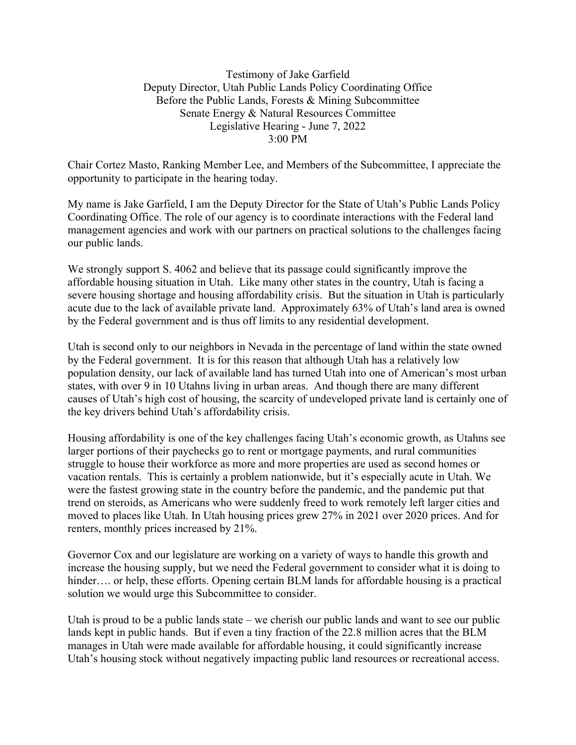Testimony of Jake Garfield
Deputy Director, Utah Public Lands Policy Coordinating Office
Before the Public Lands, Forests & Mining Subcommittee
Senate Energy & Natural Resources Committee
Legislative Hearing - June 7, 2022
3:00 PM

Chair Cortez Masto, Ranking Member Lee, and Members of the Subcommittee, I appreciate the opportunity to participate in the hearing today.

My name is Jake Garfield, I am the Deputy Director for the State of Utah's Public Lands Policy Coordinating Office. The role of our agency is to coordinate interactions with the Federal land management agencies and work with our partners on practical solutions to the challenges facing our public lands.

We strongly support S. 4062 and believe that its passage could significantly improve the affordable housing situation in Utah. Like many other states in the country, Utah is facing a severe housing shortage and housing affordability crisis. But the situation in Utah is particularly acute due to the lack of available private land. Approximately 63% of Utah's land area is owned by the Federal government and is thus off limits to any residential development.

Utah is second only to our neighbors in Nevada in the percentage of land within the state owned by the Federal government. It is for this reason that although Utah has a relatively low population density, our lack of available land has turned Utah into one of American's most urban states, with over 9 in 10 Utahns living in urban areas. And though there are many different causes of Utah's high cost of housing, the scarcity of undeveloped private land is certainly one of the key drivers behind Utah's affordability crisis.

Housing affordability is one of the key challenges facing Utah's economic growth, as Utahns see larger portions of their paychecks go to rent or mortgage payments, and rural communities struggle to house their workforce as more and more properties are used as second homes or vacation rentals. This is certainly a problem nationwide, but it's especially acute in Utah. We were the fastest growing state in the country before the pandemic, and the pandemic put that trend on steroids, as Americans who were suddenly freed to work remotely left larger cities and moved to places like Utah. In Utah housing prices grew 27% in 2021 over 2020 prices. And for renters, monthly prices increased by 21%.

Governor Cox and our legislature are working on a variety of ways to handle this growth and increase the housing supply, but we need the Federal government to consider what it is doing to hinder…. or help, these efforts. Opening certain BLM lands for affordable housing is a practical solution we would urge this Subcommittee to consider.

Utah is proud to be a public lands state – we cherish our public lands and want to see our public lands kept in public hands. But if even a tiny fraction of the 22.8 million acres that the BLM manages in Utah were made available for affordable housing, it could significantly increase Utah's housing stock without negatively impacting public land resources or recreational access.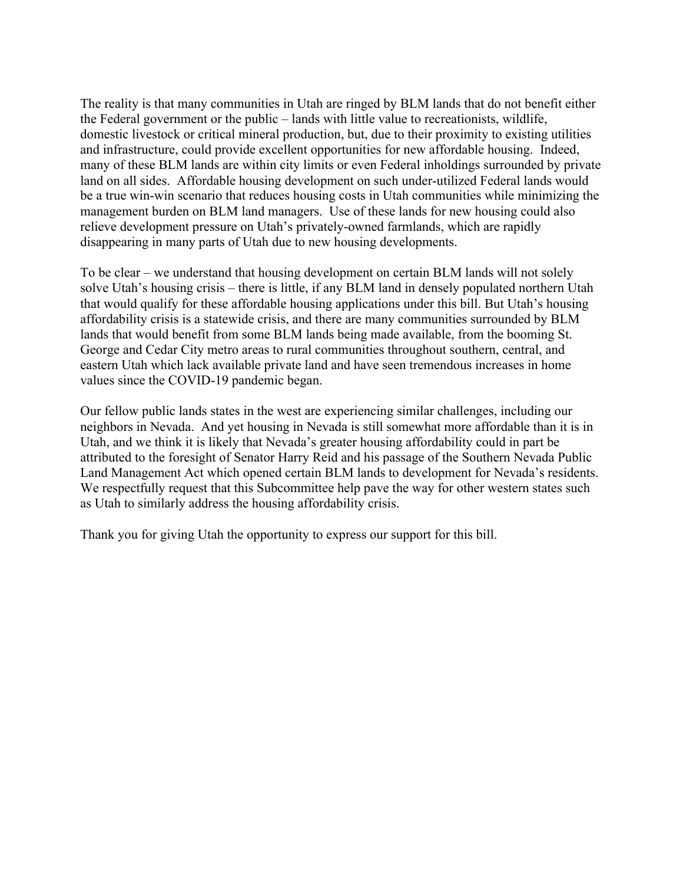The reality is that many communities in Utah are ringed by BLM lands that do not benefit either the Federal government or the public – lands with little value to recreationists, wildlife, domestic livestock or critical mineral production, but, due to their proximity to existing utilities and infrastructure, could provide excellent opportunities for new affordable housing. Indeed, many of these BLM lands are within city limits or even Federal inholdings surrounded by private land on all sides. Affordable housing development on such under-utilized Federal lands would be a true win-win scenario that reduces housing costs in Utah communities while minimizing the management burden on BLM land managers. Use of these lands for new housing could also relieve development pressure on Utah's privately-owned farmlands, which are rapidly disappearing in many parts of Utah due to new housing developments.

To be clear – we understand that housing development on certain BLM lands will not solely solve Utah's housing crisis – there is little, if any BLM land in densely populated northern Utah that would qualify for these affordable housing applications under this bill. But Utah's housing affordability crisis is a statewide crisis, and there are many communities surrounded by BLM lands that would benefit from some BLM lands being made available, from the booming St. George and Cedar City metro areas to rural communities throughout southern, central, and eastern Utah which lack available private land and have seen tremendous increases in home values since the COVID-19 pandemic began.

Our fellow public lands states in the west are experiencing similar challenges, including our neighbors in Nevada. And yet housing in Nevada is still somewhat more affordable than it is in Utah, and we think it is likely that Nevada's greater housing affordability could in part be attributed to the foresight of Senator Harry Reid and his passage of the Southern Nevada Public Land Management Act which opened certain BLM lands to development for Nevada's residents. We respectfully request that this Subcommittee help pave the way for other western states such as Utah to similarly address the housing affordability crisis.

Thank you for giving Utah the opportunity to express our support for this bill.